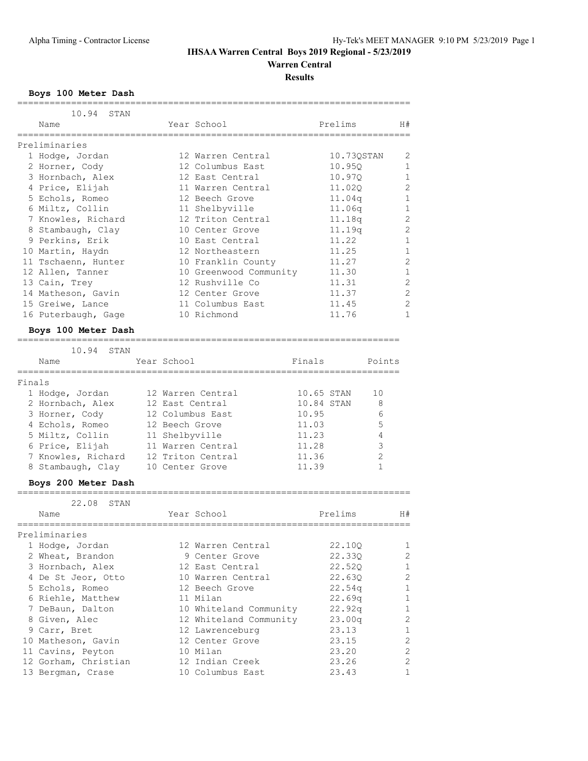# IHSAA Warren Central Boys 2019 Regional - 5/23/2019

## Warren Central

### Results

**Boys 100 Meter Dash**

10.94 STAN

| Name | Year | School | Prelims | H# |
|---|---|---|---|---|
| **Preliminaries** | | | | |
| 1 Hodge, Jordan | 12 | Warren Central | 10.73QSTAN | 2 |
| 2 Horner, Cody | 12 | Columbus East | 10.95Q | 1 |
| 3 Hornbach, Alex | 12 | East Central | 10.97Q | 1 |
| 4 Price, Elijah | 11 | Warren Central | 11.02Q | 2 |
| 5 Echols, Romeo | 12 | Beech Grove | 11.04q | 1 |
| 6 Miltz, Collin | 11 | Shelbyville | 11.06q | 1 |
| 7 Knowles, Richard | 12 | Triton Central | 11.18q | 2 |
| 8 Stambaugh, Clay | 10 | Center Grove | 11.19q | 2 |
| 9 Perkins, Erik | 10 | East Central | 11.22 | 1 |
| 10 Martin, Haydn | 12 | Northeastern | 11.25 | 1 |
| 11 Tschaenn, Hunter | 10 | Franklin County | 11.27 | 2 |
| 12 Allen, Tanner | 10 | Greenwood Community | 11.30 | 1 |
| 13 Cain, Trey | 12 | Rushville Co | 11.31 | 2 |
| 14 Matheson, Gavin | 12 | Center Grove | 11.37 | 2 |
| 15 Greiwe, Lance | 11 | Columbus East | 11.45 | 2 |
| 16 Puterbaugh, Gage | 10 | Richmond | 11.76 | 1 |

**Boys 100 Meter Dash**

10.94 STAN

| Name | Year | School | Finals | Points |
|---|---|---|---|---|
| **Finals** | | | | |
| 1 Hodge, Jordan | 12 | Warren Central | 10.65 STAN | 10 |
| 2 Hornbach, Alex | 12 | East Central | 10.84 STAN | 8 |
| 3 Horner, Cody | 12 | Columbus East | 10.95 | 6 |
| 4 Echols, Romeo | 12 | Beech Grove | 11.03 | 5 |
| 5 Miltz, Collin | 11 | Shelbyville | 11.23 | 4 |
| 6 Price, Elijah | 11 | Warren Central | 11.28 | 3 |
| 7 Knowles, Richard | 12 | Triton Central | 11.36 | 2 |
| 8 Stambaugh, Clay | 10 | Center Grove | 11.39 | 1 |

**Boys 200 Meter Dash**

22.08 STAN

| Name | Year | School | Prelims | H# |
|---|---|---|---|---|
| **Preliminaries** | | | | |
| 1 Hodge, Jordan | 12 | Warren Central | 22.10Q | 1 |
| 2 Wheat, Brandon | 9 | Center Grove | 22.33Q | 2 |
| 3 Hornbach, Alex | 12 | East Central | 22.52Q | 1 |
| 4 De St Jeor, Otto | 10 | Warren Central | 22.63Q | 2 |
| 5 Echols, Romeo | 12 | Beech Grove | 22.54q | 1 |
| 6 Riehle, Matthew | 11 | Milan | 22.69q | 1 |
| 7 DeBaun, Dalton | 10 | Whiteland Community | 22.92q | 1 |
| 8 Given, Alec | 12 | Whiteland Community | 23.00q | 2 |
| 9 Carr, Bret | 12 | Lawrenceburg | 23.13 | 1 |
| 10 Matheson, Gavin | 12 | Center Grove | 23.15 | 2 |
| 11 Cavins, Peyton | 10 | Milan | 23.20 | 2 |
| 12 Gorham, Christian | 12 | Indian Creek | 23.26 | 2 |
| 13 Bergman, Crase | 10 | Columbus East | 23.43 | 1 |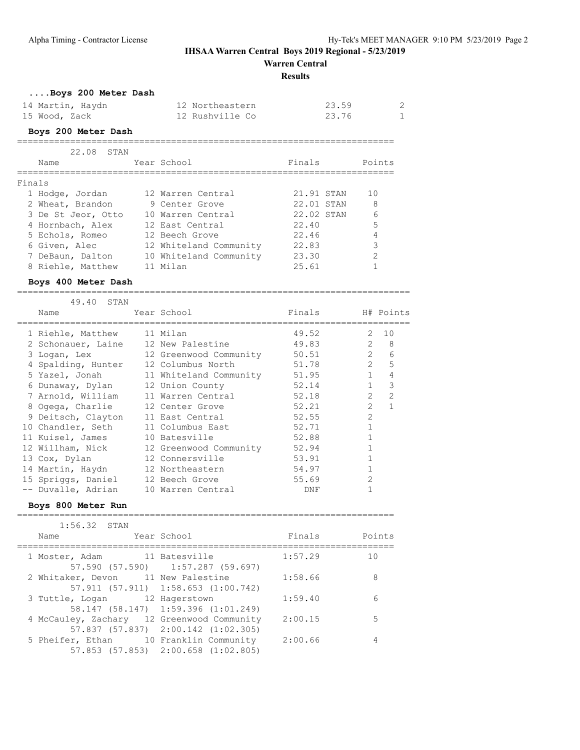IHSAA Warren Central Boys 2019 Regional - 5/23/2019

Warren Central

Results

### ....Boys 200 Meter Dash

| | | | | |
|---|---|---|---|---|
| 14 Martin, Haydn | 12 | Northeastern | 23.59 | 2 |
| 15 Wood, Zack | 12 | Rushville Co | 23.76 | 1 |

### Boys 200 Meter Dash

22.08 STAN

| Place | Name | Year | School | Finals | | Points |
|---|---|---|---|---|---|---|
| Finals | | | | | | |
| 1 | Hodge, Jordan | 12 | Warren Central | 21.91 | STAN | 10 |
| 2 | Wheat, Brandon | 9 | Center Grove | 22.01 | STAN | 8 |
| 3 | De St Jeor, Otto | 10 | Warren Central | 22.02 | STAN | 6 |
| 4 | Hornbach, Alex | 12 | East Central | 22.40 | | 5 |
| 5 | Echols, Romeo | 12 | Beech Grove | 22.46 | | 4 |
| 6 | Given, Alec | 12 | Whiteland Community | 22.83 | | 3 |
| 7 | DeBaun, Dalton | 10 | Whiteland Community | 23.30 | | 2 |
| 8 | Riehle, Matthew | 11 | Milan | 25.61 | | 1 |

### Boys 400 Meter Dash

49.40 STAN

| Place | Name | Year | School | Finals | H# | Points |
|---|---|---|---|---|---|---|
| 1 | Riehle, Matthew | 11 | Milan | 49.52 | 2 | 10 |
| 2 | Schonauer, Laine | 12 | New Palestine | 49.83 | 2 | 8 |
| 3 | Logan, Lex | 12 | Greenwood Community | 50.51 | 2 | 6 |
| 4 | Spalding, Hunter | 12 | Columbus North | 51.78 | 2 | 5 |
| 5 | Yazel, Jonah | 11 | Whiteland Community | 51.95 | 1 | 4 |
| 6 | Dunaway, Dylan | 12 | Union County | 52.14 | 1 | 3 |
| 7 | Arnold, William | 11 | Warren Central | 52.18 | 2 | 2 |
| 8 | Ogega, Charlie | 12 | Center Grove | 52.21 | 2 | 1 |
| 9 | Deitsch, Clayton | 11 | East Central | 52.55 | 2 | |
| 10 | Chandler, Seth | 11 | Columbus East | 52.71 | 1 | |
| 11 | Kuisel, James | 10 | Batesville | 52.88 | 1 | |
| 12 | Willham, Nick | 12 | Greenwood Community | 52.94 | 1 | |
| 13 | Cox, Dylan | 12 | Connersville | 53.91 | 1 | |
| 14 | Martin, Haydn | 12 | Northeastern | 54.97 | 1 | |
| 15 | Spriggs, Daniel | 12 | Beech Grove | 55.69 | 2 | |
| -- | Duvalle, Adrian | 10 | Warren Central | DNF | 1 | |

### Boys 800 Meter Run

1:56.32 STAN

| Place | Name | Year | School | Finals | Points |
|---|---|---|---|---|---|
| 1 | Moster, Adam | 11 | Batesville | 1:57.29 | 10 |
| | 57.590 (57.590) 1:57.287 (59.697) | | | | |
| 2 | Whitaker, Devon | 11 | New Palestine | 1:58.66 | 8 |
| | 57.911 (57.911) 1:58.653 (1:00.742) | | | | |
| 3 | Tuttle, Logan | 12 | Hagerstown | 1:59.40 | 6 |
| | 58.147 (58.147) 1:59.396 (1:01.249) | | | | |
| 4 | McCauley, Zachary | 12 | Greenwood Community | 2:00.15 | 5 |
| | 57.837 (57.837) 2:00.142 (1:02.305) | | | | |
| 5 | Pheifer, Ethan | 10 | Franklin Community | 2:00.66 | 4 |
| | 57.853 (57.853) 2:00.658 (1:02.805) | | | | |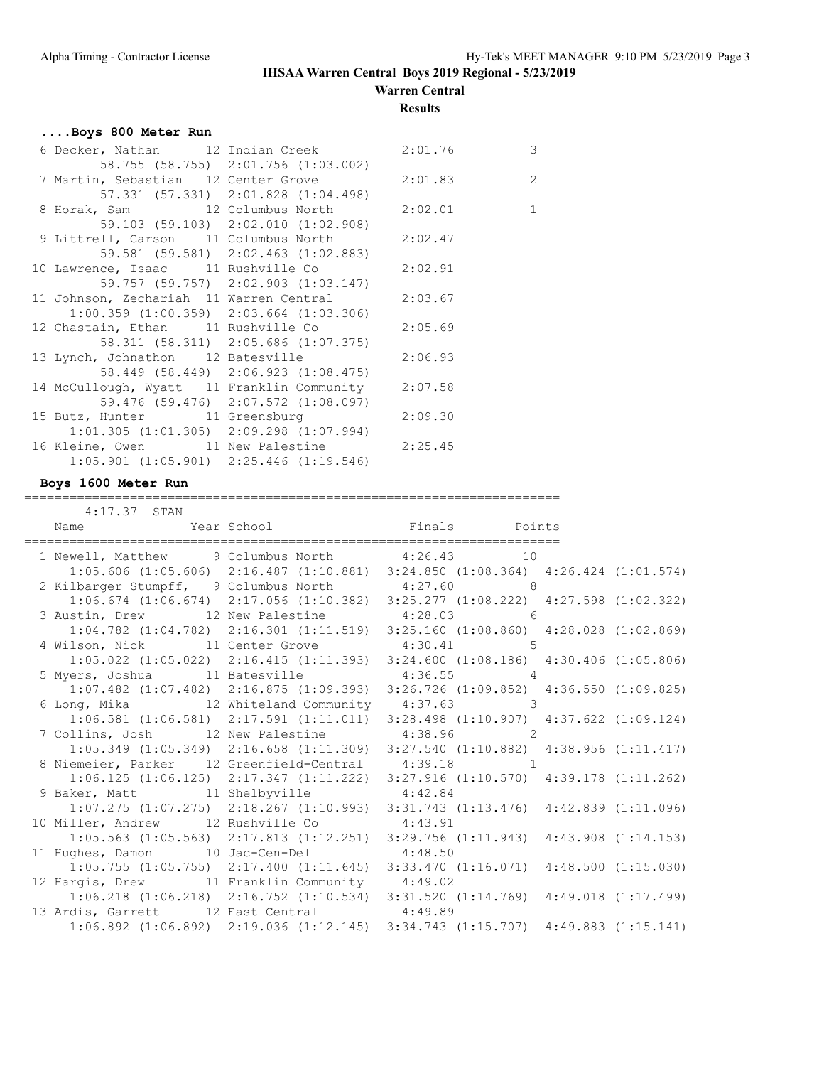IHSAA Warren Central Boys 2019 Regional - 5/23/2019

Warren Central

Results

### ....Boys 800 Meter Run

```
  6 Decker, Nathan       12 Indian Creek            2:01.76          3
        58.755 (58.755)  2:01.756 (1:03.002)
  7 Martin, Sebastian   12 Center Grove             2:01.83          2
        57.331 (57.331)  2:01.828 (1:04.498)
  8 Horak, Sam           12 Columbus North          2:02.01          1
        59.103 (59.103)  2:02.010 (1:02.908)
  9 Littrell, Carson    11 Columbus North           2:02.47
        59.581 (59.581)  2:02.463 (1:02.883)
 10 Lawrence, Isaac     11 Rushville Co             2:02.91
        59.757 (59.757)  2:02.903 (1:03.147)
 11 Johnson, Zechariah  11 Warren Central           2:03.67
      1:00.359 (1:00.359)  2:03.664 (1:03.306)
 12 Chastain, Ethan     11 Rushville Co             2:05.69
        58.311 (58.311)  2:05.686 (1:07.375)
 13 Lynch, Johnathon    12 Batesville               2:06.93
        58.449 (58.449)  2:06.923 (1:08.475)
 14 McCullough, Wyatt   11 Franklin Community       2:07.58
        59.476 (59.476)  2:07.572 (1:08.097)
 15 Butz, Hunter        11 Greensburg               2:09.30
      1:01.305 (1:01.305)  2:09.298 (1:07.994)
 16 Kleine, Owen        11 New Palestine            2:25.45
      1:05.901 (1:05.901)  2:25.446 (1:19.546)
```

### Boys 1600 Meter Run

```
=======================================================================
      4:17.37  STAN
    Name                 Year School                Finals      Points
=======================================================================
  1 Newell, Matthew       9 Columbus North          4:26.43         10
     1:05.606 (1:05.606)  2:16.487 (1:10.881)  3:24.850 (1:08.364)  4:26.424 (1:01.574)
  2 Kilbarger Stumpff,    9 Columbus North          4:27.60          8
     1:06.674 (1:06.674)  2:17.056 (1:10.382)  3:25.277 (1:08.222)  4:27.598 (1:02.322)
  3 Austin, Drew         12 New Palestine           4:28.03          6
     1:04.782 (1:04.782)  2:16.301 (1:11.519)  3:25.160 (1:08.860)  4:28.028 (1:02.869)
  4 Wilson, Nick         11 Center Grove            4:30.41          5
     1:05.022 (1:05.022)  2:16.415 (1:11.393)  3:24.600 (1:08.186)  4:30.406 (1:05.806)
  5 Myers, Joshua        11 Batesville              4:36.55          4
     1:07.482 (1:07.482)  2:16.875 (1:09.393)  3:26.726 (1:09.852)  4:36.550 (1:09.825)
  6 Long, Mika           12 Whiteland Community     4:37.63          3
     1:06.581 (1:06.581)  2:17.591 (1:11.011)  3:28.498 (1:10.907)  4:37.622 (1:09.124)
  7 Collins, Josh        12 New Palestine           4:38.96          2
     1:05.349 (1:05.349)  2:16.658 (1:11.309)  3:27.540 (1:10.882)  4:38.956 (1:11.417)
  8 Niemeier, Parker     12 Greenfield-Central      4:39.18          1
     1:06.125 (1:06.125)  2:17.347 (1:11.222)  3:27.916 (1:10.570)  4:39.178 (1:11.262)
  9 Baker, Matt          11 Shelbyville             4:42.84
     1:07.275 (1:07.275)  2:18.267 (1:10.993)  3:31.743 (1:13.476)  4:42.839 (1:11.096)
 10 Miller, Andrew       12 Rushville Co            4:43.91
     1:05.563 (1:05.563)  2:17.813 (1:12.251)  3:29.756 (1:11.943)  4:43.908 (1:14.153)
 11 Hughes, Damon        10 Jac-Cen-Del             4:48.50
     1:05.755 (1:05.755)  2:17.400 (1:11.645)  3:33.470 (1:16.071)  4:48.500 (1:15.030)
 12 Hargis, Drew         11 Franklin Community      4:49.02
     1:06.218 (1:06.218)  2:16.752 (1:10.534)  3:31.520 (1:14.769)  4:49.018 (1:17.499)
 13 Ardis, Garrett       12 East Central            4:49.89
     1:06.892 (1:06.892)  2:19.036 (1:12.145)  3:34.743 (1:15.707)  4:49.883 (1:15.141)
```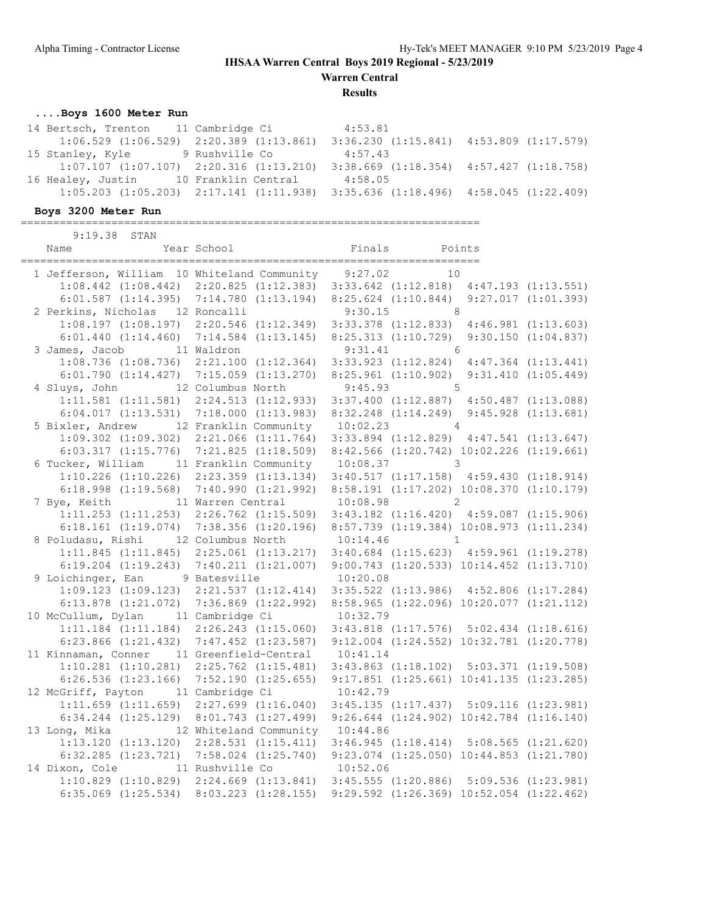# IHSAA Warren Central Boys 2019 Regional - 5/23/2019

## Warren Central

### Results

**....Boys 1600 Meter Run**

```
14 Bertsch, Trenton     11 Cambridge Ci           4:53.81
    1:06.529 (1:06.529)  2:20.389 (1:13.861)  3:36.230 (1:15.841)  4:53.809 (1:17.579)
15 Stanley, Kyle         9 Rushville Co           4:57.43
    1:07.107 (1:07.107)  2:20.316 (1:13.210)  3:38.669 (1:18.354)  4:57.427 (1:18.758)
16 Healey, Justin       10 Franklin Central       4:58.05
    1:05.203 (1:05.203)  2:17.141 (1:11.938)  3:35.636 (1:18.496)  4:58.045 (1:22.409)
```

**Boys 3200 Meter Run**

```
=========================================================================
    9:19.38  STAN
    Name              Year School                  Finals        Points
=========================================================================
  1 Jefferson, William  10 Whiteland Community    9:27.02          10
     1:08.442 (1:08.442)  2:20.825 (1:12.383)  3:33.642 (1:12.818)  4:47.193 (1:13.551)
     6:01.587 (1:14.395)  7:14.780 (1:13.194)  8:25.624 (1:10.844)  9:27.017 (1:01.393)
  2 Perkins, Nicholas   12 Roncalli               9:30.15           8
     1:08.197 (1:08.197)  2:20.546 (1:12.349)  3:33.378 (1:12.833)  4:46.981 (1:13.603)
     6:01.440 (1:14.460)  7:14.584 (1:13.145)  8:25.313 (1:10.729)  9:30.150 (1:04.837)
  3 James, Jacob        11 Waldron                9:31.41           6
     1:08.736 (1:08.736)  2:21.100 (1:12.364)  3:33.923 (1:12.824)  4:47.364 (1:13.441)
     6:01.790 (1:14.427)  7:15.059 (1:13.270)  8:25.961 (1:10.902)  9:31.410 (1:05.449)
  4 Sluys, John         12 Columbus North         9:45.93           5
     1:11.581 (1:11.581)  2:24.513 (1:12.933)  3:37.400 (1:12.887)  4:50.487 (1:13.088)
     6:04.017 (1:13.531)  7:18.000 (1:13.983)  8:32.248 (1:14.249)  9:45.928 (1:13.681)
  5 Bixler, Andrew      12 Franklin Community    10:02.23           4
     1:09.302 (1:09.302)  2:21.066 (1:11.764)  3:33.894 (1:12.829)  4:47.541 (1:13.647)
     6:03.317 (1:15.776)  7:21.825 (1:18.509)  8:42.566 (1:20.742) 10:02.226 (1:19.661)
  6 Tucker, William     11 Franklin Community    10:08.37           3
     1:10.226 (1:10.226)  2:23.359 (1:13.134)  3:40.517 (1:17.158)  4:59.430 (1:18.914)
     6:18.998 (1:19.568)  7:40.990 (1:21.992)  8:58.191 (1:17.202) 10:08.370 (1:10.179)
  7 Bye, Keith          11 Warren Central        10:08.98           2
     1:11.253 (1:11.253)  2:26.762 (1:15.509)  3:43.182 (1:16.420)  4:59.087 (1:15.906)
     6:18.161 (1:19.074)  7:38.356 (1:20.196)  8:57.739 (1:19.384) 10:08.973 (1:11.234)
  8 Poludasu, Rishi     12 Columbus North        10:14.46           1
     1:11.845 (1:11.845)  2:25.061 (1:13.217)  3:40.684 (1:15.623)  4:59.961 (1:19.278)
     6:19.204 (1:19.243)  7:40.211 (1:21.007)  9:00.743 (1:20.533) 10:14.452 (1:13.710)
  9 Loichinger, Ean      9 Batesville            10:20.08
     1:09.123 (1:09.123)  2:21.537 (1:12.414)  3:35.522 (1:13.986)  4:52.806 (1:17.284)
     6:13.878 (1:21.072)  7:36.869 (1:22.992)  8:58.965 (1:22.096) 10:20.077 (1:21.112)
 10 McCullum, Dylan     11 Cambridge Ci          10:32.79
     1:11.184 (1:11.184)  2:26.243 (1:15.060)  3:43.818 (1:17.576)  5:02.434 (1:18.616)
     6:23.866 (1:21.432)  7:47.452 (1:23.587)  9:12.004 (1:24.552) 10:32.781 (1:20.778)
 11 Kinnaman, Conner    11 Greenfield-Central    10:41.14
     1:10.281 (1:10.281)  2:25.762 (1:15.481)  3:43.863 (1:18.102)  5:03.371 (1:19.508)
     6:26.536 (1:23.166)  7:52.190 (1:25.655)  9:17.851 (1:25.661) 10:41.135 (1:23.285)
 12 McGriff, Payton     11 Cambridge Ci          10:42.79
     1:11.659 (1:11.659)  2:27.699 (1:16.040)  3:45.135 (1:17.437)  5:09.116 (1:23.981)
     6:34.244 (1:25.129)  8:01.743 (1:27.499)  9:26.644 (1:24.902) 10:42.784 (1:16.140)
 13 Long, Mika          12 Whiteland Community   10:44.86
     1:13.120 (1:13.120)  2:28.531 (1:15.411)  3:46.945 (1:18.414)  5:08.565 (1:21.620)
     6:32.285 (1:23.721)  7:58.024 (1:25.740)  9:23.074 (1:25.050) 10:44.853 (1:21.780)
 14 Dixon, Cole         11 Rushville Co          10:52.06
     1:10.829 (1:10.829)  2:24.669 (1:13.841)  3:45.555 (1:20.886)  5:09.536 (1:23.981)
     6:35.069 (1:25.534)  8:03.223 (1:28.155)  9:29.592 (1:26.369) 10:52.054 (1:22.462)
```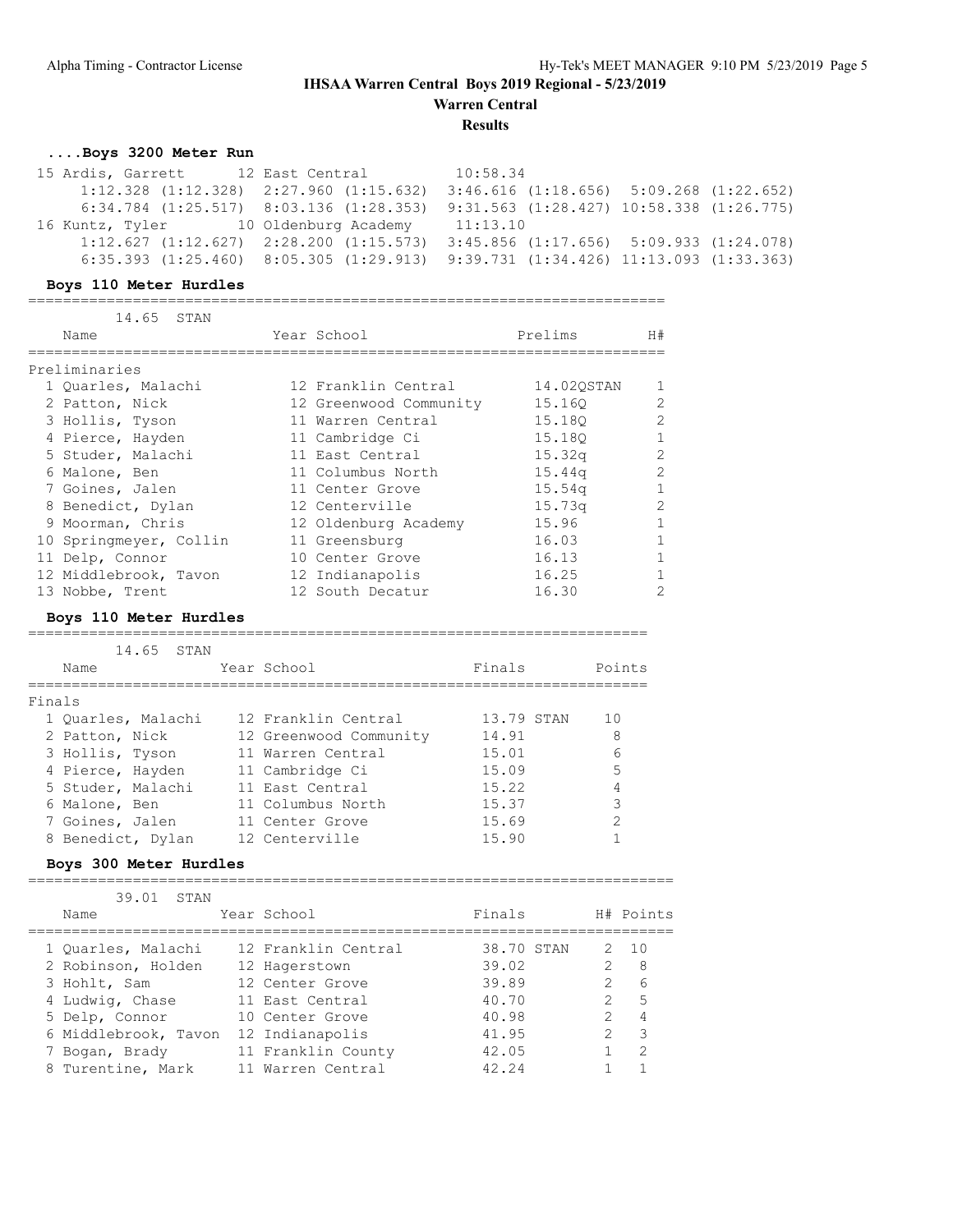**IHSAA Warren Central Boys 2019 Regional - 5/23/2019**

**Warren Central**

**Results**

### ....Boys 3200 Meter Run

| | | | |
|---|---|---|---|
| 15 Ardis, Garrett | 12 East Central | 10:58.34 | |
| 1:12.328 (1:12.328) | 2:27.960 (1:15.632) | 3:46.616 (1:18.656) | 5:09.268 (1:22.652) |
| 6:34.784 (1:25.517) | 8:03.136 (1:28.353) | 9:31.563 (1:28.427) | 10:58.338 (1:26.775) |
| 16 Kuntz, Tyler | 10 Oldenburg Academy | 11:13.10 | |
| 1:12.627 (1:12.627) | 2:28.200 (1:15.573) | 3:45.856 (1:17.656) | 5:09.933 (1:24.078) |
| 6:35.393 (1:25.460) | 8:05.305 (1:29.913) | 9:39.731 (1:34.426) | 11:13.093 (1:33.363) |

### Boys 110 Meter Hurdles

14.65 STAN

Preliminaries

| Name | Year | School | Prelims | H# |
|---|---|---|---|---|
| 1 Quarles, Malachi | 12 | Franklin Central | 14.02QSTAN | 1 |
| 2 Patton, Nick | 12 | Greenwood Community | 15.16Q | 2 |
| 3 Hollis, Tyson | 11 | Warren Central | 15.18Q | 2 |
| 4 Pierce, Hayden | 11 | Cambridge Ci | 15.18Q | 1 |
| 5 Studer, Malachi | 11 | East Central | 15.32q | 2 |
| 6 Malone, Ben | 11 | Columbus North | 15.44q | 2 |
| 7 Goines, Jalen | 11 | Center Grove | 15.54q | 1 |
| 8 Benedict, Dylan | 12 | Centerville | 15.73q | 2 |
| 9 Moorman, Chris | 12 | Oldenburg Academy | 15.96 | 1 |
| 10 Springmeyer, Collin | 11 | Greensburg | 16.03 | 1 |
| 11 Delp, Connor | 10 | Center Grove | 16.13 | 1 |
| 12 Middlebrook, Tavon | 12 | Indianapolis | 16.25 | 1 |
| 13 Nobbe, Trent | 12 | South Decatur | 16.30 | 2 |

### Boys 110 Meter Hurdles

14.65 STAN

Finals

| Name | Year | School | Finals | Points |
|---|---|---|---|---|
| 1 Quarles, Malachi | 12 | Franklin Central | 13.79 STAN | 10 |
| 2 Patton, Nick | 12 | Greenwood Community | 14.91 | 8 |
| 3 Hollis, Tyson | 11 | Warren Central | 15.01 | 6 |
| 4 Pierce, Hayden | 11 | Cambridge Ci | 15.09 | 5 |
| 5 Studer, Malachi | 11 | East Central | 15.22 | 4 |
| 6 Malone, Ben | 11 | Columbus North | 15.37 | 3 |
| 7 Goines, Jalen | 11 | Center Grove | 15.69 | 2 |
| 8 Benedict, Dylan | 12 | Centerville | 15.90 | 1 |

### Boys 300 Meter Hurdles

39.01 STAN

| Name | Year | School | Finals | H# | Points |
|---|---|---|---|---|---|
| 1 Quarles, Malachi | 12 | Franklin Central | 38.70 STAN | 2 | 10 |
| 2 Robinson, Holden | 12 | Hagerstown | 39.02 | 2 | 8 |
| 3 Hohlt, Sam | 12 | Center Grove | 39.89 | 2 | 6 |
| 4 Ludwig, Chase | 11 | East Central | 40.70 | 2 | 5 |
| 5 Delp, Connor | 10 | Center Grove | 40.98 | 2 | 4 |
| 6 Middlebrook, Tavon | 12 | Indianapolis | 41.95 | 2 | 3 |
| 7 Bogan, Brady | 11 | Franklin County | 42.05 | 1 | 2 |
| 8 Turentine, Mark | 11 | Warren Central | 42.24 | 1 | 1 |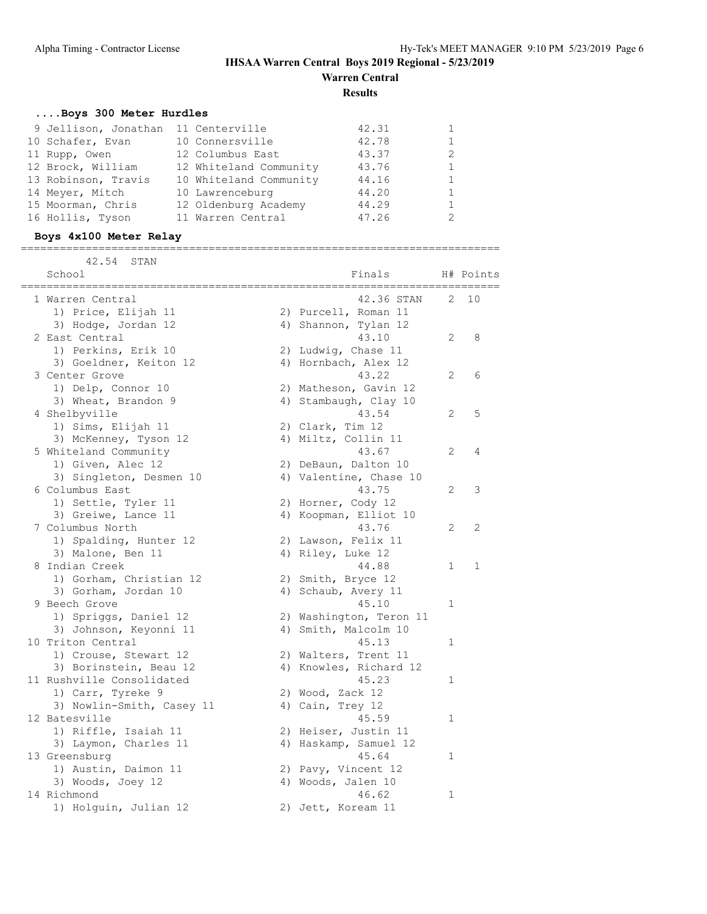# IHSAA Warren Central Boys 2019 Regional - 5/23/2019

**Warren Central**

**Results**

### ....Boys 300 Meter Hurdles

| | | | | | |
|---|---|---|---|---|---|
| 9 | Jellison, Jonathan | 11 | Centerville | 42.31 | 1 |
| 10 | Schafer, Evan | 10 | Connersville | 42.78 | 1 |
| 11 | Rupp, Owen | 12 | Columbus East | 43.37 | 2 |
| 12 | Brock, William | 12 | Whiteland Community | 43.76 | 1 |
| 13 | Robinson, Travis | 10 | Whiteland Community | 44.16 | 1 |
| 14 | Meyer, Mitch | 10 | Lawrenceburg | 44.20 | 1 |
| 15 | Moorman, Chris | 12 | Oldenburg Academy | 44.29 | 1 |
| 16 | Hollis, Tyson | 11 | Warren Central | 47.26 | 2 |

### Boys 4x100 Meter Relay

42.54 STAN

| Place | School | Finals | H# | Points |
|---|---|---|---|---|
| 1 | Warren Central | 42.36 STAN | 2 | 10 |
| | 1) Price, Elijah 11; 2) Purcell, Roman 11; 3) Hodge, Jordan 12; 4) Shannon, Tylan 12 | | | |
| 2 | East Central | 43.10 | 2 | 8 |
| | 1) Perkins, Erik 10; 2) Ludwig, Chase 11; 3) Goeldner, Keiton 12; 4) Hornbach, Alex 12 | | | |
| 3 | Center Grove | 43.22 | 2 | 6 |
| | 1) Delp, Connor 10; 2) Matheson, Gavin 12; 3) Wheat, Brandon 9; 4) Stambaugh, Clay 10 | | | |
| 4 | Shelbyville | 43.54 | 2 | 5 |
| | 1) Sims, Elijah 11; 2) Clark, Tim 12; 3) McKenney, Tyson 12; 4) Miltz, Collin 11 | | | |
| 5 | Whiteland Community | 43.67 | 2 | 4 |
| | 1) Given, Alec 12; 2) DeBaun, Dalton 10; 3) Singleton, Desmen 10; 4) Valentine, Chase 10 | | | |
| 6 | Columbus East | 43.75 | 2 | 3 |
| | 1) Settle, Tyler 11; 2) Horner, Cody 12; 3) Greiwe, Lance 11; 4) Koopman, Elliot 10 | | | |
| 7 | Columbus North | 43.76 | 2 | 2 |
| | 1) Spalding, Hunter 12; 2) Lawson, Felix 11; 3) Malone, Ben 11; 4) Riley, Luke 12 | | | |
| 8 | Indian Creek | 44.88 | 1 | 1 |
| | 1) Gorham, Christian 12; 2) Smith, Bryce 12; 3) Gorham, Jordan 10; 4) Schaub, Avery 11 | | | |
| 9 | Beech Grove | 45.10 | 1 | |
| | 1) Spriggs, Daniel 12; 2) Washington, Teron 11; 3) Johnson, Keyonni 11; 4) Smith, Malcolm 10 | | | |
| 10 | Triton Central | 45.13 | 1 | |
| | 1) Crouse, Stewart 12; 2) Walters, Trent 11; 3) Borinstein, Beau 12; 4) Knowles, Richard 12 | | | |
| 11 | Rushville Consolidated | 45.23 | 1 | |
| | 1) Carr, Tyreke 9; 2) Wood, Zack 12; 3) Nowlin-Smith, Casey 11; 4) Cain, Trey 12 | | | |
| 12 | Batesville | 45.59 | 1 | |
| | 1) Riffle, Isaiah 11; 2) Heiser, Justin 11; 3) Laymon, Charles 11; 4) Haskamp, Samuel 12 | | | |
| 13 | Greensburg | 45.64 | 1 | |
| | 1) Austin, Daimon 11; 2) Pavy, Vincent 12; 3) Woods, Joey 12; 4) Woods, Jalen 10 | | | |
| 14 | Richmond | 46.62 | 1 | |
| | 1) Holguin, Julian 12; 2) Jett, Koream 11 | | | |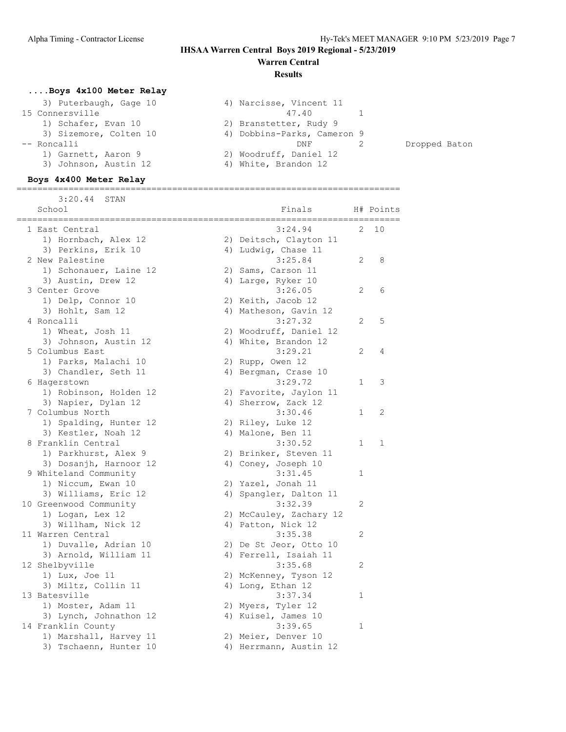**IHSAA Warren Central Boys 2019 Regional - 5/23/2019**

**Warren Central**

**Results**

### ....Boys 4x100 Meter Relay

| | | | | |
|---|---|---|---|---|
| 3) Puterbaugh, Gage 10 | 4) Narcisse, Vincent 11 | | | |
| 15 Connersville | 47.40 | 1 | | |
| 1) Schafer, Evan 10 | 2) Branstetter, Rudy 9 | | | |
| 3) Sizemore, Colten 10 | 4) Dobbins-Parks, Cameron 9 | | | |
| -- Roncalli | DNF | 2 | | Dropped Baton |
| 1) Garnett, Aaron 9 | 2) Woodruff, Daniel 12 | | | |
| 3) Johnson, Austin 12 | 4) White, Brandon 12 | | | |

### Boys 4x400 Meter Relay

3:20.44 STAN

| School | | Finals | H# | Points |
|---|---|---|---|---|
| 1 East Central | | 3:24.94 | 2 | 10 |
| 1) Hornbach, Alex 12 | 2) Deitsch, Clayton 11 | | | |
| 3) Perkins, Erik 10 | 4) Ludwig, Chase 11 | | | |
| 2 New Palestine | | 3:25.84 | 2 | 8 |
| 1) Schonauer, Laine 12 | 2) Sams, Carson 11 | | | |
| 3) Austin, Drew 12 | 4) Large, Ryker 10 | | | |
| 3 Center Grove | | 3:26.05 | 2 | 6 |
| 1) Delp, Connor 10 | 2) Keith, Jacob 12 | | | |
| 3) Hohlt, Sam 12 | 4) Matheson, Gavin 12 | | | |
| 4 Roncalli | | 3:27.32 | 2 | 5 |
| 1) Wheat, Josh 11 | 2) Woodruff, Daniel 12 | | | |
| 3) Johnson, Austin 12 | 4) White, Brandon 12 | | | |
| 5 Columbus East | | 3:29.21 | 2 | 4 |
| 1) Parks, Malachi 10 | 2) Rupp, Owen 12 | | | |
| 3) Chandler, Seth 11 | 4) Bergman, Crase 10 | | | |
| 6 Hagerstown | | 3:29.72 | 1 | 3 |
| 1) Robinson, Holden 12 | 2) Favorite, Jaylon 11 | | | |
| 3) Napier, Dylan 12 | 4) Sherrow, Zack 12 | | | |
| 7 Columbus North | | 3:30.46 | 1 | 2 |
| 1) Spalding, Hunter 12 | 2) Riley, Luke 12 | | | |
| 3) Kestler, Noah 12 | 4) Malone, Ben 11 | | | |
| 8 Franklin Central | | 3:30.52 | 1 | 1 |
| 1) Parkhurst, Alex 9 | 2) Brinker, Steven 11 | | | |
| 3) Dosanjh, Harnoor 12 | 4) Coney, Joseph 10 | | | |
| 9 Whiteland Community | | 3:31.45 | 1 | |
| 1) Niccum, Ewan 10 | 2) Yazel, Jonah 11 | | | |
| 3) Williams, Eric 12 | 4) Spangler, Dalton 11 | | | |
| 10 Greenwood Community | | 3:32.39 | 2 | |
| 1) Logan, Lex 12 | 2) McCauley, Zachary 12 | | | |
| 3) Willham, Nick 12 | 4) Patton, Nick 12 | | | |
| 11 Warren Central | | 3:35.38 | 2 | |
| 1) Duvalle, Adrian 10 | 2) De St Jeor, Otto 10 | | | |
| 3) Arnold, William 11 | 4) Ferrell, Isaiah 11 | | | |
| 12 Shelbyville | | 3:35.68 | 2 | |
| 1) Lux, Joe 11 | 2) McKenney, Tyson 12 | | | |
| 3) Miltz, Collin 11 | 4) Long, Ethan 12 | | | |
| 13 Batesville | | 3:37.34 | 1 | |
| 1) Moster, Adam 11 | 2) Myers, Tyler 12 | | | |
| 3) Lynch, Johnathon 12 | 4) Kuisel, James 10 | | | |
| 14 Franklin County | | 3:39.65 | 1 | |
| 1) Marshall, Harvey 11 | 2) Meier, Denver 10 | | | |
| 3) Tschaenn, Hunter 10 | 4) Herrmann, Austin 12 | | | |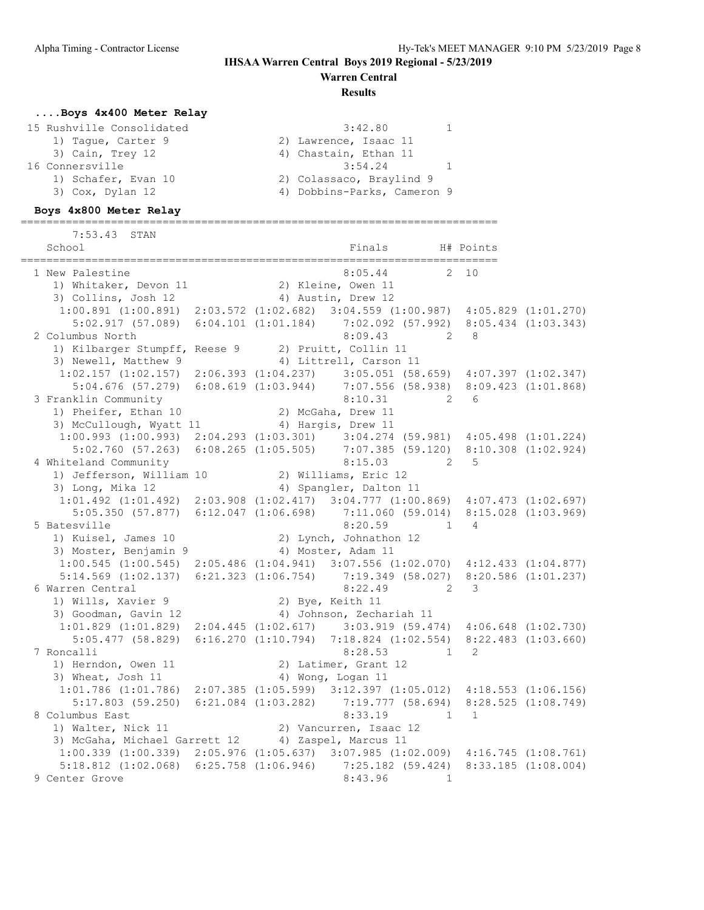## IHSAA Warren Central Boys 2019 Regional - 5/23/2019

**Warren Central**

**Results**

### ....Boys 4x400 Meter Relay

```
 15 Rushville Consolidated                          3:42.80         1
    1) Tague, Carter 9                  2) Lawrence, Isaac 11
    3) Cain, Trey 12                    4) Chastain, Ethan 11
 16 Connersville                                    3:54.24         1
    1) Schafer, Evan 10                 2) Colassaco, Braylind 9
    3) Cox, Dylan 12                    4) Dobbins-Parks, Cameron 9
```

### Boys 4x800 Meter Relay

```
=========================================================================
      7:53.43  STAN
    School                                           Finals        H# Points
=========================================================================
  1 New Palestine                                   8:05.44        2  10
     1) Whitaker, Devon 11              2) Kleine, Owen 11
     3) Collins, Josh 12                4) Austin, Drew 12
      1:00.891 (1:00.891)  2:03.572 (1:02.682)  3:04.559 (1:00.987)  4:05.829 (1:01.270)
        5:02.917 (57.089)  6:04.101 (1:01.184)    7:02.092 (57.992)  8:05.434 (1:03.343)
  2 Columbus North                                  8:09.43        2   8
     1) Kilbarger Stumpff, Reese 9      2) Pruitt, Collin 11
     3) Newell, Matthew 9               4) Littrell, Carson 11
      1:02.157 (1:02.157)  2:06.393 (1:04.237)    3:05.051 (58.659)  4:07.397 (1:02.347)
        5:04.676 (57.279)  6:08.619 (1:03.944)    7:07.556 (58.938)  8:09.423 (1:01.868)
  3 Franklin Community                              8:10.31        2   6
     1) Pheifer, Ethan 10               2) McGaha, Drew 11
     3) McCullough, Wyatt 11            4) Hargis, Drew 11
      1:00.993 (1:00.993)  2:04.293 (1:03.301)    3:04.274 (59.981)  4:05.498 (1:01.224)
        5:02.760 (57.263)  6:08.265 (1:05.505)    7:07.385 (59.120)  8:10.308 (1:02.924)
  4 Whiteland Community                             8:15.03        2   5
     1) Jefferson, William 10           2) Williams, Eric 12
     3) Long, Mika 12                   4) Spangler, Dalton 11
      1:01.492 (1:01.492)  2:03.908 (1:02.417)  3:04.777 (1:00.869)  4:07.473 (1:02.697)
        5:05.350 (57.877)  6:12.047 (1:06.698)    7:11.060 (59.014)  8:15.028 (1:03.969)
  5 Batesville                                      8:20.59        1   4
     1) Kuisel, James 10                2) Lynch, Johnathon 12
     3) Moster, Benjamin 9              4) Moster, Adam 11
      1:00.545 (1:00.545)  2:05.486 (1:04.941)  3:07.556 (1:02.070)  4:12.433 (1:04.877)
      5:14.569 (1:02.137)  6:21.323 (1:06.754)    7:19.349 (58.027)  8:20.586 (1:01.237)
  6 Warren Central                                  8:22.49        2   3
     1) Wills, Xavier 9                 2) Bye, Keith 11
     3) Goodman, Gavin 12               4) Johnson, Zechariah 11
      1:01.829 (1:01.829)  2:04.445 (1:02.617)    3:03.919 (59.474)  4:06.648 (1:02.730)
        5:05.477 (58.829)  6:16.270 (1:10.794)  7:18.824 (1:02.554)  8:22.483 (1:03.660)
  7 Roncalli                                        8:28.53        1   2
     1) Herndon, Owen 11                2) Latimer, Grant 12
     3) Wheat, Josh 11                  4) Wong, Logan 11
      1:01.786 (1:01.786)  2:07.385 (1:05.599)  3:12.397 (1:05.012)  4:18.553 (1:06.156)
        5:17.803 (59.250)  6:21.084 (1:03.282)    7:19.777 (58.694)  8:28.525 (1:08.749)
  8 Columbus East                                   8:33.19        1   1
     1) Walter, Nick 11                 2) Vancurren, Isaac 12
     3) McGaha, Michael Garrett 12      4) Zaspel, Marcus 11
      1:00.339 (1:00.339)  2:05.976 (1:05.637)  3:07.985 (1:02.009)  4:16.745 (1:08.761)
      5:18.812 (1:02.068)  6:25.758 (1:06.946)    7:25.182 (59.424)  8:33.185 (1:08.004)
  9 Center Grove                                    8:43.96        1
```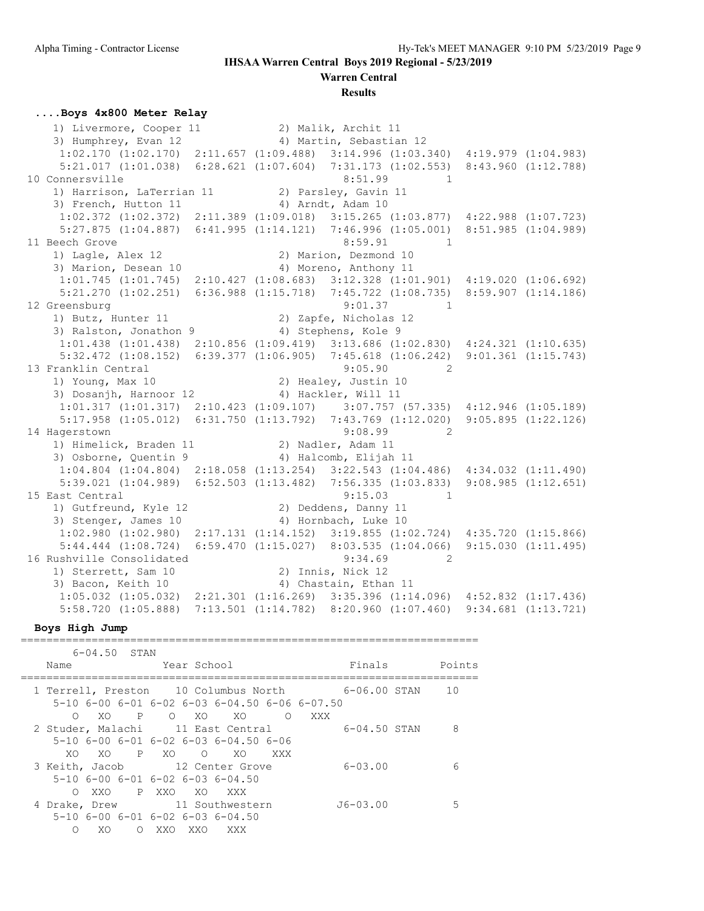# IHSAA Warren Central Boys 2019 Regional - 5/23/2019

## Warren Central

## Results

### ....Boys 4x800 Meter Relay

```
    1) Livermore, Cooper 11            2) Malik, Archit 11
    3) Humphrey, Evan 12               4) Martin, Sebastian 12
     1:02.170 (1:02.170)  2:11.657 (1:09.488)  3:14.996 (1:03.340)  4:19.979 (1:04.983)
     5:21.017 (1:01.038)  6:28.621 (1:07.604)  7:31.173 (1:02.553)  8:43.960 (1:12.788)
 10 Connersville                                  8:51.99        1
    1) Harrison, LaTerrian 11          2) Parsley, Gavin 11
    3) French, Hutton 11               4) Arndt, Adam 10
     1:02.372 (1:02.372)  2:11.389 (1:09.018)  3:15.265 (1:03.877)  4:22.988 (1:07.723)
     5:27.875 (1:04.887)  6:41.995 (1:14.121)  7:46.996 (1:05.001)  8:51.985 (1:04.989)
 11 Beech Grove                                   8:59.91        1
    1) Lagle, Alex 12                  2) Marion, Dezmond 10
    3) Marion, Desean 10               4) Moreno, Anthony 11
     1:01.745 (1:01.745)  2:10.427 (1:08.683)  3:12.328 (1:01.901)  4:19.020 (1:06.692)
     5:21.270 (1:02.251)  6:36.988 (1:15.718)  7:45.722 (1:08.735)  8:59.907 (1:14.186)
 12 Greensburg                                    9:01.37        1
    1) Butz, Hunter 11                 2) Zapfe, Nicholas 12
    3) Ralston, Jonathon 9             4) Stephens, Kole 9
     1:01.438 (1:01.438)  2:10.856 (1:09.419)  3:13.686 (1:02.830)  4:24.321 (1:10.635)
     5:32.472 (1:08.152)  6:39.377 (1:06.905)  7:45.618 (1:06.242)  9:01.361 (1:15.743)
 13 Franklin Central                              9:05.90        2
    1) Young, Max 10                   2) Healey, Justin 10
    3) Dosanjh, Harnoor 12             4) Hackler, Will 11
     1:01.317 (1:01.317)  2:10.423 (1:09.107)    3:07.757 (57.335)  4:12.946 (1:05.189)
     5:17.958 (1:05.012)  6:31.750 (1:13.792)  7:43.769 (1:12.020)  9:05.895 (1:22.126)
 14 Hagerstown                                    9:08.99        2
    1) Himelick, Braden 11             2) Nadler, Adam 11
    3) Osborne, Quentin 9              4) Halcomb, Elijah 11
     1:04.804 (1:04.804)  2:18.058 (1:13.254)  3:22.543 (1:04.486)  4:34.032 (1:11.490)
     5:39.021 (1:04.989)  6:52.503 (1:13.482)  7:56.335 (1:03.833)  9:08.985 (1:12.651)
 15 East Central                                  9:15.03        1
    1) Gutfreund, Kyle 12              2) Deddens, Danny 11
    3) Stenger, James 10               4) Hornbach, Luke 10
     1:02.980 (1:02.980)  2:17.131 (1:14.152)  3:19.855 (1:02.724)  4:35.720 (1:15.866)
     5:44.444 (1:08.724)  6:59.470 (1:15.027)  8:03.535 (1:04.066)  9:15.030 (1:11.495)
 16 Rushville Consolidated                        9:34.69        2
    1) Sterrett, Sam 10                2) Innis, Nick 12
    3) Bacon, Keith 10                 4) Chastain, Ethan 11
     1:05.032 (1:05.032)  2:21.301 (1:16.269)  3:35.396 (1:14.096)  4:52.832 (1:17.436)
     5:58.720 (1:05.888)  7:13.501 (1:14.782)  8:20.960 (1:07.460)  9:34.681 (1:13.721)
```

### Boys High Jump

```
=======================================================================
      6-04.50  STAN
    Name                Year School                 Finals       Points
=======================================================================
  1 Terrell, Preston    10 Columbus North         6-06.00 STAN    10
     5-10 6-00 6-01 6-02 6-03 6-04.50 6-06 6-07.50
        O   XO    P    O   XO    XO      O   XXX
  2 Studer, Malachi     11 East Central           6-04.50 STAN     8
     5-10 6-00 6-01 6-02 6-03 6-04.50 6-06
       XO   XO    P   XO    O    XO    XXX
  3 Keith, Jacob        12 Center Grove           6-03.00          6
     5-10 6-00 6-01 6-02 6-03 6-04.50
        O  XXO    P  XXO   XO   XXX
  4 Drake, Drew         11 Southwestern          J6-03.00          5
     5-10 6-00 6-01 6-02 6-03 6-04.50
        O   XO    O  XXO  XXO   XXX
```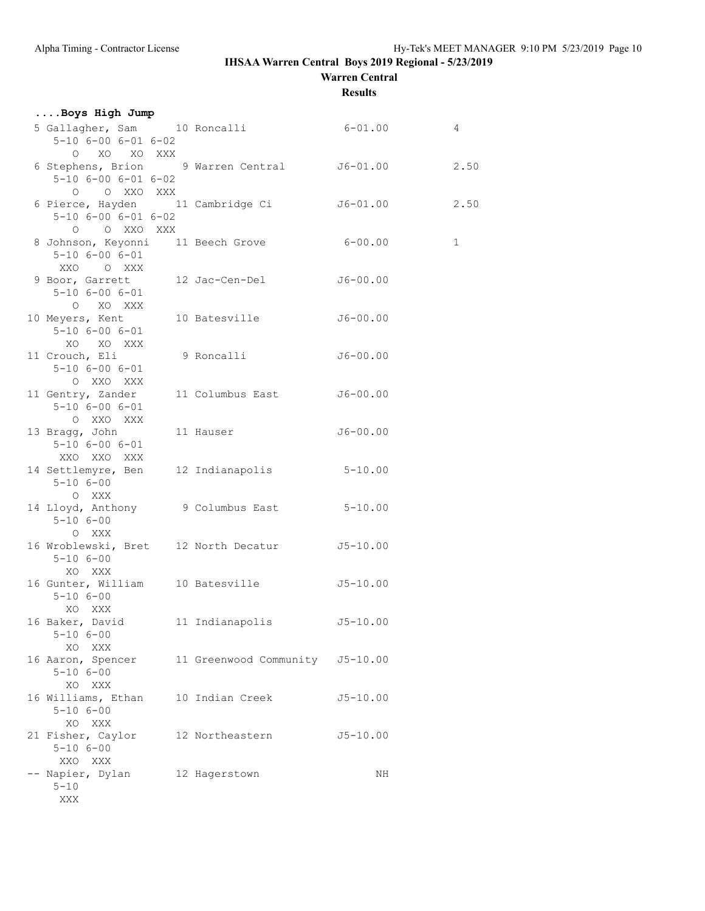## IHSAA Warren Central Boys 2019 Regional - 5/23/2019

**Warren Central**

**Results**

### ....Boys High Jump

```
 5 Gallagher, Sam      10 Roncalli               6-01.00          4
    5-10 6-00 6-01 6-02
      O   XO   XO  XXX
 6 Stephens, Brion      9 Warren Central        J6-01.00          2.50
    5-10 6-00 6-01 6-02
      O    O  XXO  XXX
 6 Pierce, Hayden      11 Cambridge Ci          J6-01.00          2.50
    5-10 6-00 6-01 6-02
      O    O  XXO  XXX
 8 Johnson, Keyonni    11 Beech Grove            6-00.00          1
    5-10 6-00 6-01
    XXO    O  XXX
 9 Boor, Garrett       12 Jac-Cen-Del           J6-00.00
    5-10 6-00 6-01
      O   XO  XXX
10 Meyers, Kent        10 Batesville            J6-00.00
    5-10 6-00 6-01
     XO   XO  XXX
11 Crouch, Eli          9 Roncalli              J6-00.00
    5-10 6-00 6-01
      O  XXO  XXX
11 Gentry, Zander      11 Columbus East         J6-00.00
    5-10 6-00 6-01
      O  XXO  XXX
13 Bragg, John         11 Hauser                J6-00.00
    5-10 6-00 6-01
    XXO  XXO  XXX
14 Settlemyre, Ben     12 Indianapolis           5-10.00
    5-10 6-00
      O  XXX
14 Lloyd, Anthony       9 Columbus East          5-10.00
    5-10 6-00
      O  XXX
16 Wroblewski, Bret    12 North Decatur         J5-10.00
    5-10 6-00
     XO  XXX
16 Gunter, William     10 Batesville            J5-10.00
    5-10 6-00
     XO  XXX
16 Baker, David        11 Indianapolis          J5-10.00
    5-10 6-00
     XO  XXX
16 Aaron, Spencer      11 Greenwood Community   J5-10.00
    5-10 6-00
     XO  XXX
16 Williams, Ethan     10 Indian Creek          J5-10.00
    5-10 6-00
     XO  XXX
21 Fisher, Caylor      12 Northeastern          J5-10.00
    5-10 6-00
    XXO  XXX
-- Napier, Dylan       12 Hagerstown                  NH
    5-10
    XXX
```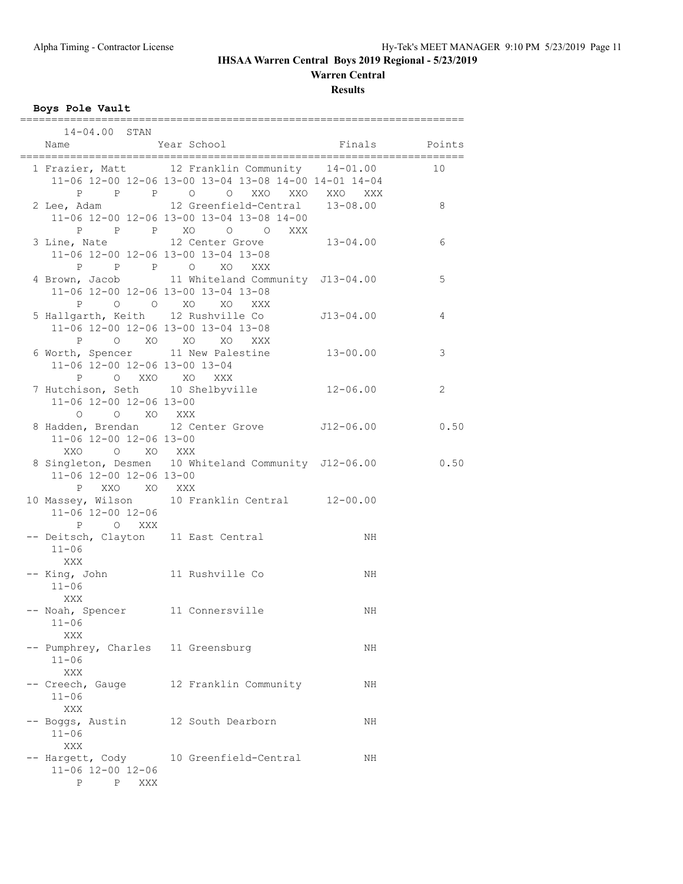IHSAA Warren Central Boys 2019 Regional - 5/23/2019

**Warren Central**

**Results**

**Boys Pole Vault**

```
=======================================================================
     14-04.00  STAN
    Name             Year School                 Finals        Points
=======================================================================
  1 Frazier, Matt       12 Franklin Community    14-01.00         10
     11-06 12-00 12-06 13-00 13-04 13-08 14-00 14-01 14-04
         P     P     P     O     O   XXO   XXO   XXO   XXX
  2 Lee, Adam           12 Greenfield-Central    13-08.00          8
     11-06 12-00 12-06 13-00 13-04 13-08 14-00
         P     P     P    XO     O     O   XXX
  3 Line, Nate          12 Center Grove          13-04.00          6
     11-06 12-00 12-06 13-00 13-04 13-08
         P     P     P     O    XO   XXX
  4 Brown, Jacob        11 Whiteland Community  J13-04.00          5
     11-06 12-00 12-06 13-00 13-04 13-08
         P     O     O    XO    XO   XXX
  5 Hallgarth, Keith    12 Rushville Co         J13-04.00          4
     11-06 12-00 12-06 13-00 13-04 13-08
         P     O    XO    XO    XO   XXX
  6 Worth, Spencer      11 New Palestine         13-00.00          3
     11-06 12-00 12-06 13-00 13-04
         P     O   XXO    XO   XXX
  7 Hutchison, Seth     10 Shelbyville           12-06.00          2
     11-06 12-00 12-06 13-00
         O     O    XO   XXX
  8 Hadden, Brendan     12 Center Grove         J12-06.00       0.50
     11-06 12-00 12-06 13-00
       XXO     O    XO   XXX
  8 Singleton, Desmen   10 Whiteland Community  J12-06.00       0.50
     11-06 12-00 12-06 13-00
         P   XXO    XO   XXX
 10 Massey, Wilson      10 Franklin Central      12-00.00
     11-06 12-00 12-06
         P     O   XXX
 -- Deitsch, Clayton    11 East Central                NH
     11-06
       XXX
 -- King, John          11 Rushville Co                NH
     11-06
       XXX
 -- Noah, Spencer       11 Connersville                NH
     11-06
       XXX
 -- Pumphrey, Charles   11 Greensburg                  NH
     11-06
       XXX
 -- Creech, Gauge       12 Franklin Community          NH
     11-06
       XXX
 -- Boggs, Austin       12 South Dearborn              NH
     11-06
       XXX
 -- Hargett, Cody       10 Greenfield-Central          NH
     11-06 12-00 12-06
         P     P   XXX
```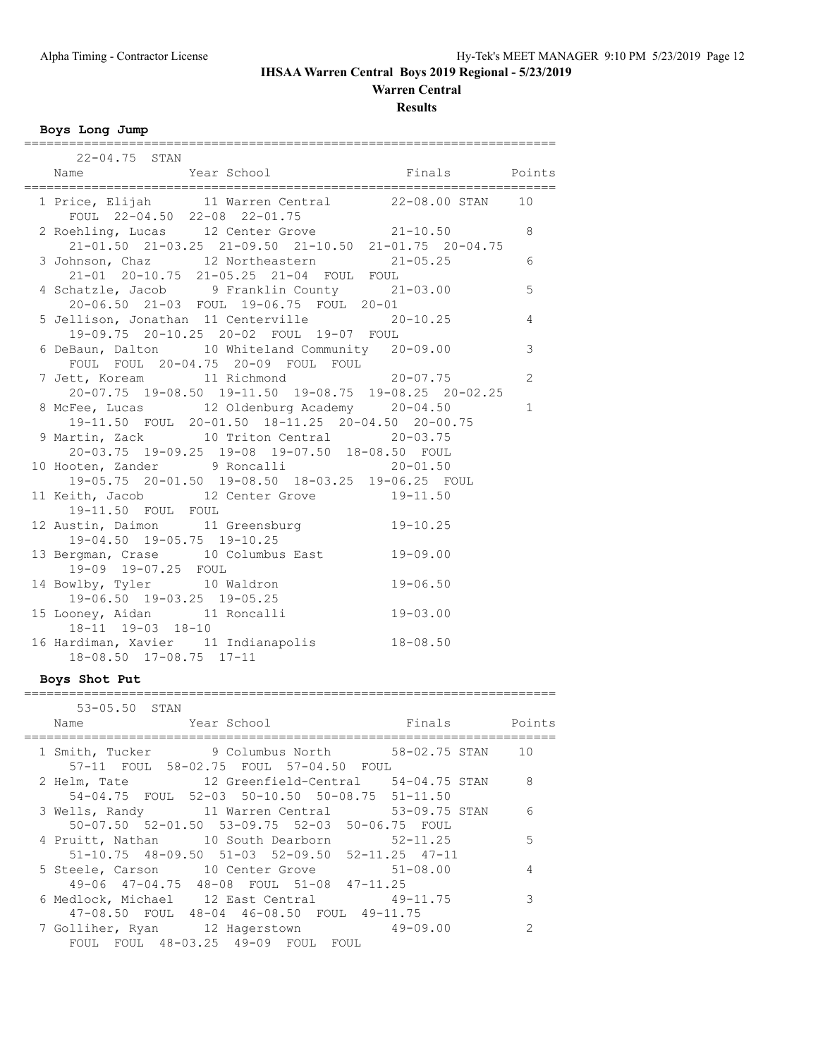# IHSAA Warren Central Boys 2019 Regional - 5/23/2019

## Warren Central

### Results

**Boys Long Jump**

22-04.75 STAN

| Place | Name | Year | School | Finals | Points |
|---|---|---|---|---|---|
| 1 | Price, Elijah | 11 | Warren Central | 22-08.00 STAN | 10 |
| | FOUL 22-04.50 22-08 22-01.75 | | | | |
| 2 | Roehling, Lucas | 12 | Center Grove | 21-10.50 | 8 |
| | 21-01.50 21-03.25 21-09.50 21-10.50 21-01.75 20-04.75 | | | | |
| 3 | Johnson, Chaz | 12 | Northeastern | 21-05.25 | 6 |
| | 21-01 20-10.75 21-05.25 21-04 FOUL FOUL | | | | |
| 4 | Schatzle, Jacob | 9 | Franklin County | 21-03.00 | 5 |
| | 20-06.50 21-03 FOUL 19-06.75 FOUL 20-01 | | | | |
| 5 | Jellison, Jonathan | 11 | Centerville | 20-10.25 | 4 |
| | 19-09.75 20-10.25 20-02 FOUL 19-07 FOUL | | | | |
| 6 | DeBaun, Dalton | 10 | Whiteland Community | 20-09.00 | 3 |
| | FOUL FOUL 20-04.75 20-09 FOUL FOUL | | | | |
| 7 | Jett, Koream | 11 | Richmond | 20-07.75 | 2 |
| | 20-07.75 19-08.50 19-11.50 19-08.75 19-08.25 20-02.25 | | | | |
| 8 | McFee, Lucas | 12 | Oldenburg Academy | 20-04.50 | 1 |
| | 19-11.50 FOUL 20-01.50 18-11.25 20-04.50 20-00.75 | | | | |
| 9 | Martin, Zack | 10 | Triton Central | 20-03.75 | |
| | 20-03.75 19-09.25 19-08 19-07.50 18-08.50 FOUL | | | | |
| 10 | Hooten, Zander | 9 | Roncalli | 20-01.50 | |
| | 19-05.75 20-01.50 19-08.50 18-03.25 19-06.25 FOUL | | | | |
| 11 | Keith, Jacob | 12 | Center Grove | 19-11.50 | |
| | 19-11.50 FOUL FOUL | | | | |
| 12 | Austin, Daimon | 11 | Greensburg | 19-10.25 | |
| | 19-04.50 19-05.75 19-10.25 | | | | |
| 13 | Bergman, Crase | 10 | Columbus East | 19-09.00 | |
| | 19-09 19-07.25 FOUL | | | | |
| 14 | Bowlby, Tyler | 10 | Waldron | 19-06.50 | |
| | 19-06.50 19-03.25 19-05.25 | | | | |
| 15 | Looney, Aidan | 11 | Roncalli | 19-03.00 | |
| | 18-11 19-03 18-10 | | | | |
| 16 | Hardiman, Xavier | 11 | Indianapolis | 18-08.50 | |
| | 18-08.50 17-08.75 17-11 | | | | |

**Boys Shot Put**

53-05.50 STAN

| Place | Name | Year | School | Finals | Points |
|---|---|---|---|---|---|
| 1 | Smith, Tucker | 9 | Columbus North | 58-02.75 STAN | 10 |
| | 57-11 FOUL 58-02.75 FOUL 57-04.50 FOUL | | | | |
| 2 | Helm, Tate | 12 | Greenfield-Central | 54-04.75 STAN | 8 |
| | 54-04.75 FOUL 52-03 50-10.50 50-08.75 51-11.50 | | | | |
| 3 | Wells, Randy | 11 | Warren Central | 53-09.75 STAN | 6 |
| | 50-07.50 52-01.50 53-09.75 52-03 50-06.75 FOUL | | | | |
| 4 | Pruitt, Nathan | 10 | South Dearborn | 52-11.25 | 5 |
| | 51-10.75 48-09.50 51-03 52-09.50 52-11.25 47-11 | | | | |
| 5 | Steele, Carson | 10 | Center Grove | 51-08.00 | 4 |
| | 49-06 47-04.75 48-08 FOUL 51-08 47-11.25 | | | | |
| 6 | Medlock, Michael | 12 | East Central | 49-11.75 | 3 |
| | 47-08.50 FOUL 48-04 46-08.50 FOUL 49-11.75 | | | | |
| 7 | Golliher, Ryan | 12 | Hagerstown | 49-09.00 | 2 |
| | FOUL FOUL 48-03.25 49-09 FOUL FOUL | | | | |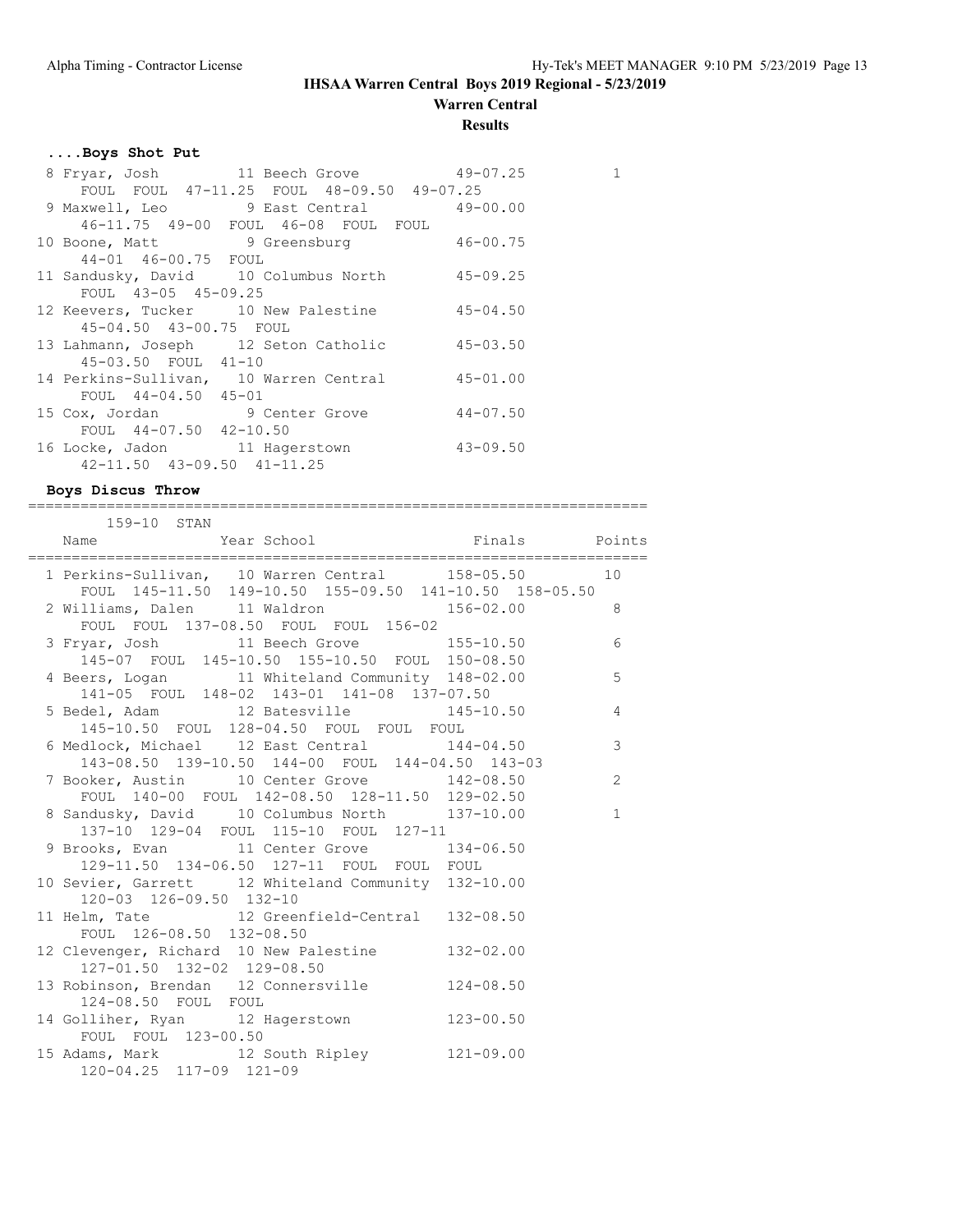**IHSAA Warren Central Boys 2019 Regional - 5/23/2019**

**Warren Central**

**Results**

### ....Boys Shot Put

```
  8 Fryar, Josh          11 Beech Grove            49-07.25          1
      FOUL  FOUL  47-11.25  FOUL  48-09.50  49-07.25
  9 Maxwell, Leo          9 East Central           49-00.00
      46-11.75  49-00  FOUL  46-08  FOUL  FOUL
 10 Boone, Matt           9 Greensburg             46-00.75
      44-01  46-00.75  FOUL
 11 Sandusky, David      10 Columbus North         45-09.25
      FOUL  43-05  45-09.25
 12 Keevers, Tucker      10 New Palestine          45-04.50
      45-04.50  43-00.75  FOUL
 13 Lahmann, Joseph      12 Seton Catholic         45-03.50
      45-03.50  FOUL  41-10
 14 Perkins-Sullivan,    10 Warren Central         45-01.00
      FOUL  44-04.50  45-01
 15 Cox, Jordan           9 Center Grove           44-07.50
      FOUL  44-07.50  42-10.50
 16 Locke, Jadon         11 Hagerstown             43-09.50
      42-11.50  43-09.50  41-11.25
```

### Boys Discus Throw

```
=======================================================================
        159-10  STAN
    Name                 Year School                 Finals      Points
=======================================================================
  1 Perkins-Sullivan,    10 Warren Central          158-05.50        10
      FOUL  145-11.50  149-10.50  155-09.50  141-10.50  158-05.50
  2 Williams, Dalen      11 Waldron                 156-02.00         8
      FOUL  FOUL  137-08.50  FOUL  FOUL  156-02
  3 Fryar, Josh          11 Beech Grove             155-10.50         6
      145-07  FOUL  145-10.50  155-10.50  FOUL  150-08.50
  4 Beers, Logan         11 Whiteland Community     148-02.00         5
      141-05  FOUL  148-02  143-01  141-08  137-07.50
  5 Bedel, Adam          12 Batesville              145-10.50         4
      145-10.50  FOUL  128-04.50  FOUL  FOUL  FOUL
  6 Medlock, Michael     12 East Central            144-04.50         3
      143-08.50  139-10.50  144-00  FOUL  144-04.50  143-03
  7 Booker, Austin       10 Center Grove            142-08.50         2
      FOUL  140-00  FOUL  142-08.50  128-11.50  129-02.50
  8 Sandusky, David      10 Columbus North          137-10.00         1
      137-10  129-04  FOUL  115-10  FOUL  127-11
  9 Brooks, Evan         11 Center Grove            134-06.50
      129-11.50  134-06.50  127-11  FOUL  FOUL  FOUL
 10 Sevier, Garrett      12 Whiteland Community     132-10.00
      120-03  126-09.50  132-10
 11 Helm, Tate           12 Greenfield-Central      132-08.50
      FOUL  126-08.50  132-08.50
 12 Clevenger, Richard   10 New Palestine           132-02.00
      127-01.50  132-02  129-08.50
 13 Robinson, Brendan    12 Connersville            124-08.50
      124-08.50  FOUL  FOUL
 14 Golliher, Ryan       12 Hagerstown              123-00.50
      FOUL  FOUL  123-00.50
 15 Adams, Mark          12 South Ripley            121-09.00
      120-04.25  117-09  121-09
```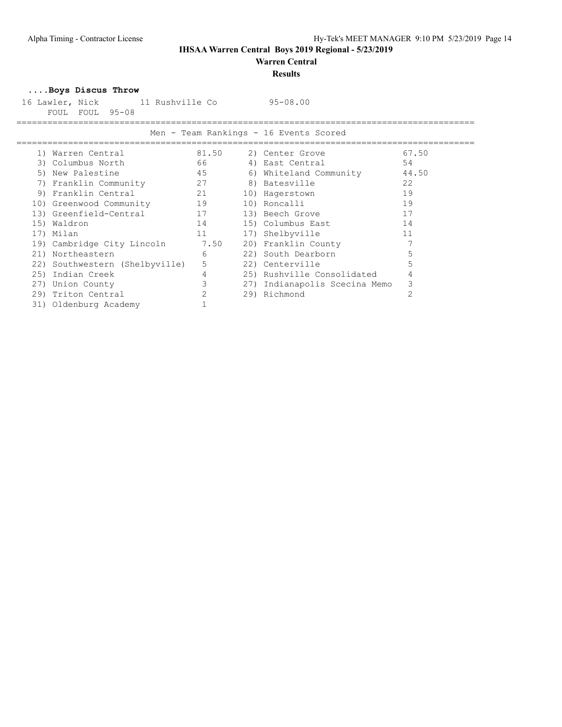**IHSAA Warren Central Boys 2019 Regional - 5/23/2019**

**Warren Central**

**Results**

**....Boys Discus Throw**

```
 16 Lawler, Nick         11 Rushville Co          95-08.00
      FOUL  FOUL  95-08
```

## Men - Team Rankings - 16 Events Scored

| | | | | | |
|---|---|---|---|---|---|
| 1) | Warren Central | 81.50 | 2) | Center Grove | 67.50 |
| 3) | Columbus North | 66 | 4) | East Central | 54 |
| 5) | New Palestine | 45 | 6) | Whiteland Community | 44.50 |
| 7) | Franklin Community | 27 | 8) | Batesville | 22 |
| 9) | Franklin Central | 21 | 10) | Hagerstown | 19 |
| 10) | Greenwood Community | 19 | 10) | Roncalli | 19 |
| 13) | Greenfield-Central | 17 | 13) | Beech Grove | 17 |
| 15) | Waldron | 14 | 15) | Columbus East | 14 |
| 17) | Milan | 11 | 17) | Shelbyville | 11 |
| 19) | Cambridge City Lincoln | 7.50 | 20) | Franklin County | 7 |
| 21) | Northeastern | 6 | 22) | South Dearborn | 5 |
| 22) | Southwestern (Shelbyville) | 5 | 22) | Centerville | 5 |
| 25) | Indian Creek | 4 | 25) | Rushville Consolidated | 4 |
| 27) | Union County | 3 | 27) | Indianapolis Scecina Memo | 3 |
| 29) | Triton Central | 2 | 29) | Richmond | 2 |
| 31) | Oldenburg Academy | 1 | | | |